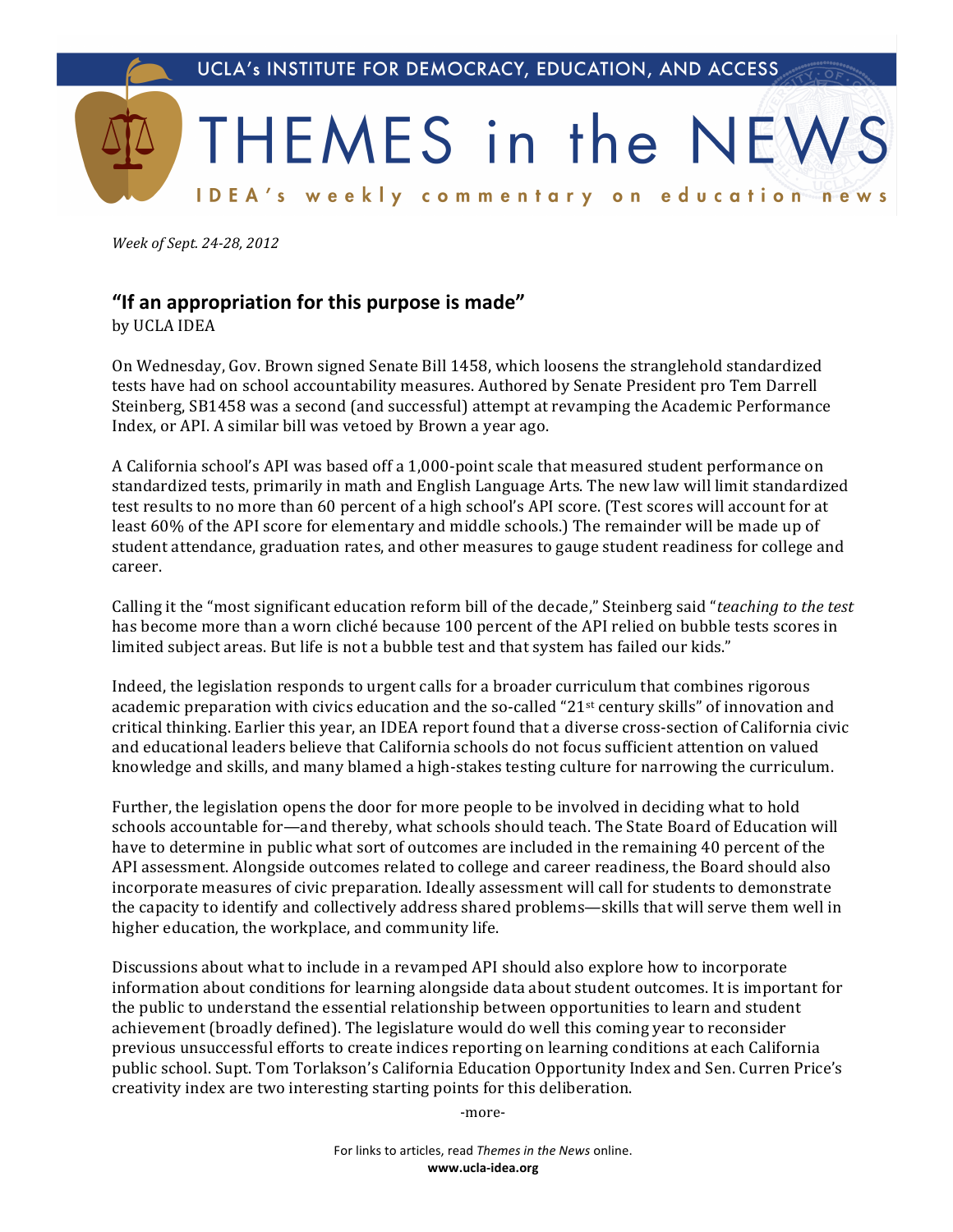UCLA's INSTITUTE FOR DEMOCRACY, EDUCATION, AND ACCESS

# THEMES in the NEWS

IDEA's weekly commentary on education news

*Week of Sept. 24-28, 2012*

## "If an appropriation for this purpose is made"

by UCLA IDEA

On Wednesday, Gov. Brown signed Senate Bill 1458, which loosens the stranglehold standardized tests have had on school accountability measures. Authored by Senate President pro Tem Darrell Steinberg, SB1458 was a second (and successful) attempt at revamping the Academic Performance Index, or API. A similar bill was vetoed by Brown a year ago.

A California school's API was based off a 1,000-point scale that measured student performance on standardized tests, primarily in math and English Language Arts. The new law will limit standardized test results to no more than 60 percent of a high school's API score. (Test scores will account for at least 60% of the API score for elementary and middle schools.) The remainder will be made up of student attendance, graduation rates, and other measures to gauge student readiness for college and career.

Calling it the "most significant education reform bill of the decade," Steinberg said "*teaching to the test* has become more than a worn cliché because 100 percent of the API relied on bubble tests scores in limited subject areas. But life is not a bubble test and that system has failed our kids."

Indeed, the legislation responds to urgent calls for a broader curriculum that combines rigorous academic preparation with civics education and the so-called "21st century skills" of innovation and critical thinking. Earlier this year, an IDEA report found that a diverse cross-section of California civic and educational leaders believe that California schools do not focus sufficient attention on valued knowledge and skills, and many blamed a high-stakes testing culture for narrowing the curriculum.

Further, the legislation opens the door for more people to be involved in deciding what to hold schools accountable for—and thereby, what schools should teach. The State Board of Education will have to determine in public what sort of outcomes are included in the remaining 40 percent of the API assessment. Alongside outcomes related to college and career readiness, the Board should also incorporate measures of civic preparation. Ideally assessment will call for students to demonstrate the capacity to identify and collectively address shared problems—skills that will serve them well in higher education, the workplace, and community life.

Discussions about what to include in a revamped API should also explore how to incorporate information about conditions for learning alongside data about student outcomes. It is important for the public to understand the essential relationship between opportunities to learn and student achievement (broadly defined). The legislature would do well this coming year to reconsider previous unsuccessful efforts to create indices reporting on learning conditions at each California public school. Supt. Tom Torlakson's California Education Opportunity Index and Sen. Curren Price's creativity index are two interesting starting points for this deliberation.

-more-

For links to articles, read *Themes in the News* online.
**www.ucla-idea.org**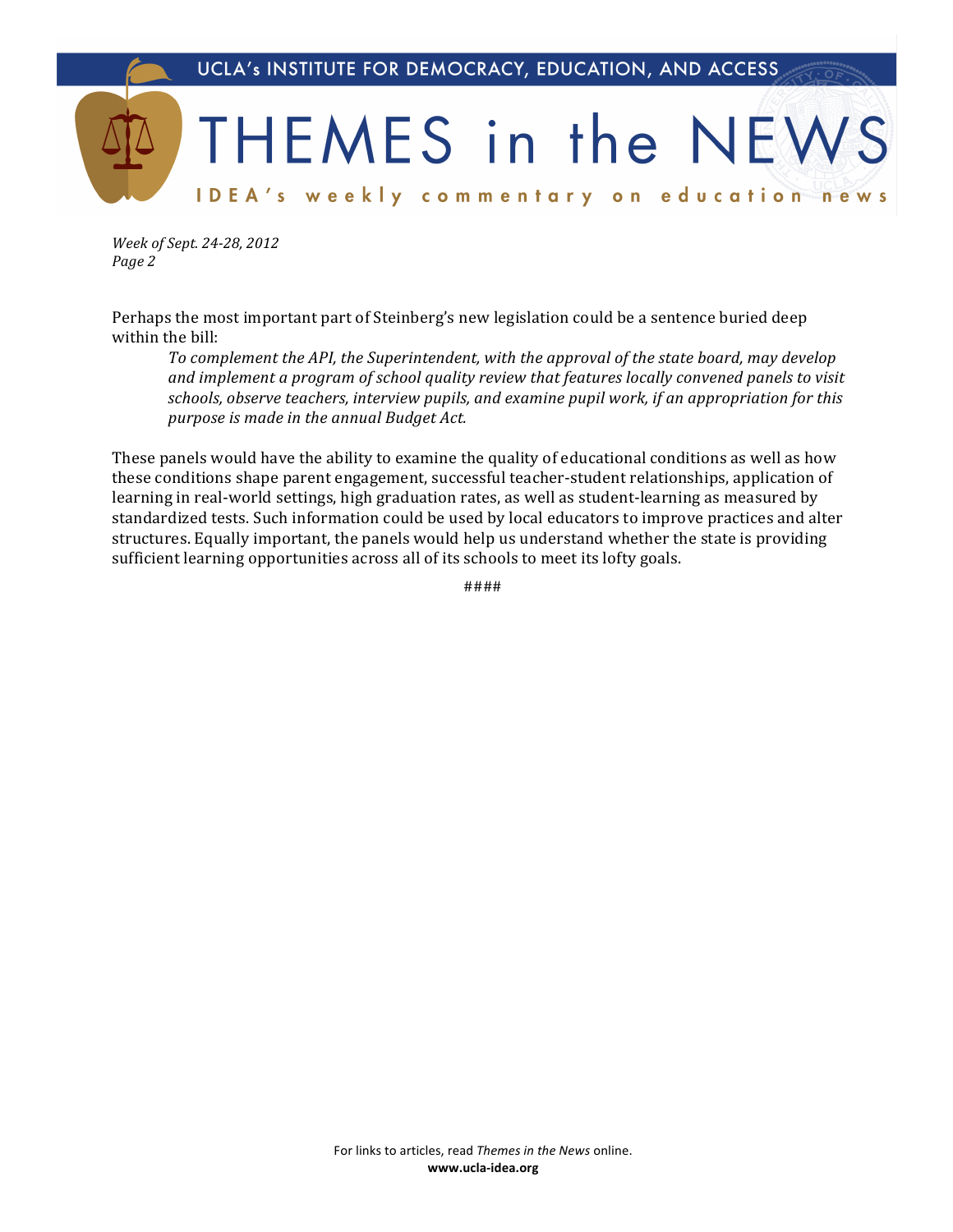Perhaps the most important part of Steinberg's new legislation could be a sentence buried deep within the bill:

> *To complement the API, the Superintendent, with the approval of the state board, may develop and implement a program of school quality review that features locally convened panels to visit schools, observe teachers, interview pupils, and examine pupil work, if an appropriation for this purpose is made in the annual Budget Act.*

These panels would have the ability to examine the quality of educational conditions as well as how these conditions shape parent engagement, successful teacher-student relationships, application of learning in real-world settings, high graduation rates, as well as student-learning as measured by standardized tests. Such information could be used by local educators to improve practices and alter structures. Equally important, the panels would help us understand whether the state is providing sufficient learning opportunities across all of its schools to meet its lofty goals.

####

For links to articles, read *Themes in the News* online.
**www.ucla-idea.org**